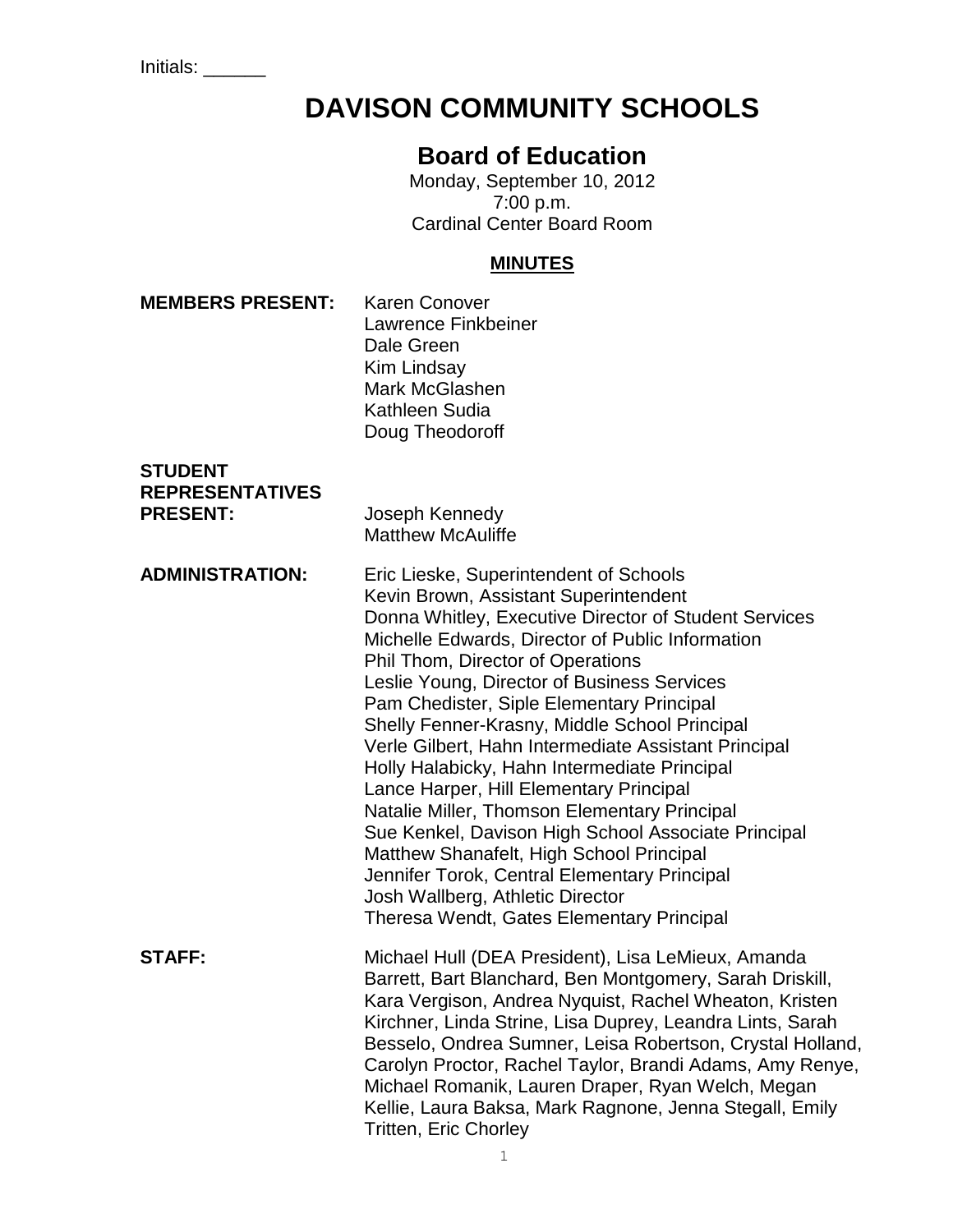Initials: ______

# DAVISON COMMUNITY SCHOOLS

## Board of Education

Monday, September 10, 2012
7:00 p.m.
Cardinal Center Board Room

**MINUTES**

**MEMBERS PRESENT:**
Karen Conover
Lawrence Finkbeiner
Dale Green
Kim Lindsay
Mark McGlashen
Kathleen Sudia
Doug Theodoroff

**STUDENT REPRESENTATIVES PRESENT:**
Joseph Kennedy
Matthew McAuliffe

**ADMINISTRATION:**
Eric Lieske, Superintendent of Schools
Kevin Brown, Assistant Superintendent
Donna Whitley, Executive Director of Student Services
Michelle Edwards, Director of Public Information
Phil Thom, Director of Operations
Leslie Young, Director of Business Services
Pam Chedister, Siple Elementary Principal
Shelly Fenner-Krasny, Middle School Principal
Verle Gilbert, Hahn Intermediate Assistant Principal
Holly Halabicky, Hahn Intermediate Principal
Lance Harper, Hill Elementary Principal
Natalie Miller, Thomson Elementary Principal
Sue Kenkel, Davison High School Associate Principal
Matthew Shanafelt, High School Principal
Jennifer Torok, Central Elementary Principal
Josh Wallberg, Athletic Director
Theresa Wendt, Gates Elementary Principal

**STAFF:**
Michael Hull (DEA President), Lisa LeMieux, Amanda Barrett, Bart Blanchard, Ben Montgomery, Sarah Driskill, Kara Vergison, Andrea Nyquist, Rachel Wheaton, Kristen Kirchner, Linda Strine, Lisa Duprey, Leandra Lints, Sarah Besselo, Ondrea Sumner, Leisa Robertson, Crystal Holland, Carolyn Proctor, Rachel Taylor, Brandi Adams, Amy Renye, Michael Romanik, Lauren Draper, Ryan Welch, Megan Kellie, Laura Baksa, Mark Ragnone, Jenna Stegall, Emily Tritten, Eric Chorley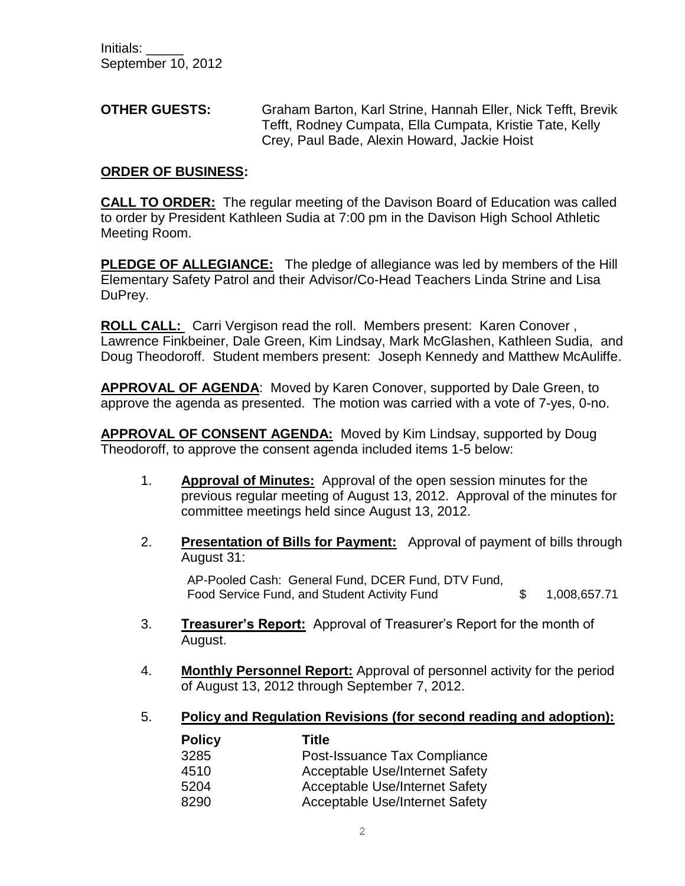Initials: _____
September 10, 2012

**OTHER GUESTS:** Graham Barton, Karl Strine, Hannah Eller, Nick Tefft, Brevik Tefft, Rodney Cumpata, Ella Cumpata, Kristie Tate, Kelly Crey, Paul Bade, Alexin Howard, Jackie Hoist

**ORDER OF BUSINESS:**

**CALL TO ORDER:** The regular meeting of the Davison Board of Education was called to order by President Kathleen Sudia at 7:00 pm in the Davison High School Athletic Meeting Room.

**PLEDGE OF ALLEGIANCE:** The pledge of allegiance was led by members of the Hill Elementary Safety Patrol and their Advisor/Co-Head Teachers Linda Strine and Lisa DuPrey.

**ROLL CALL:** Carri Vergison read the roll. Members present: Karen Conover , Lawrence Finkbeiner, Dale Green, Kim Lindsay, Mark McGlashen, Kathleen Sudia, and Doug Theodoroff. Student members present: Joseph Kennedy and Matthew McAuliffe.

**APPROVAL OF AGENDA**: Moved by Karen Conover, supported by Dale Green, to approve the agenda as presented. The motion was carried with a vote of 7-yes, 0-no.

**APPROVAL OF CONSENT AGENDA:** Moved by Kim Lindsay, supported by Doug Theodoroff, to approve the consent agenda included items 1-5 below:

1. **Approval of Minutes:** Approval of the open session minutes for the previous regular meeting of August 13, 2012. Approval of the minutes for committee meetings held since August 13, 2012.

2. **Presentation of Bills for Payment:** Approval of payment of bills through August 31:

   AP-Pooled Cash: General Fund, DCER Fund, DTV Fund, Food Service Fund, and Student Activity Fund $ 1,008,657.71

3. **Treasurer's Report:** Approval of Treasurer's Report for the month of August.

4. **Monthly Personnel Report:** Approval of personnel activity for the period of August 13, 2012 through September 7, 2012.

5. **Policy and Regulation Revisions (for second reading and adoption):**

| Policy | Title |
|---|---|
| 3285 | Post-Issuance Tax Compliance |
| 4510 | Acceptable Use/Internet Safety |
| 5204 | Acceptable Use/Internet Safety |
| 8290 | Acceptable Use/Internet Safety |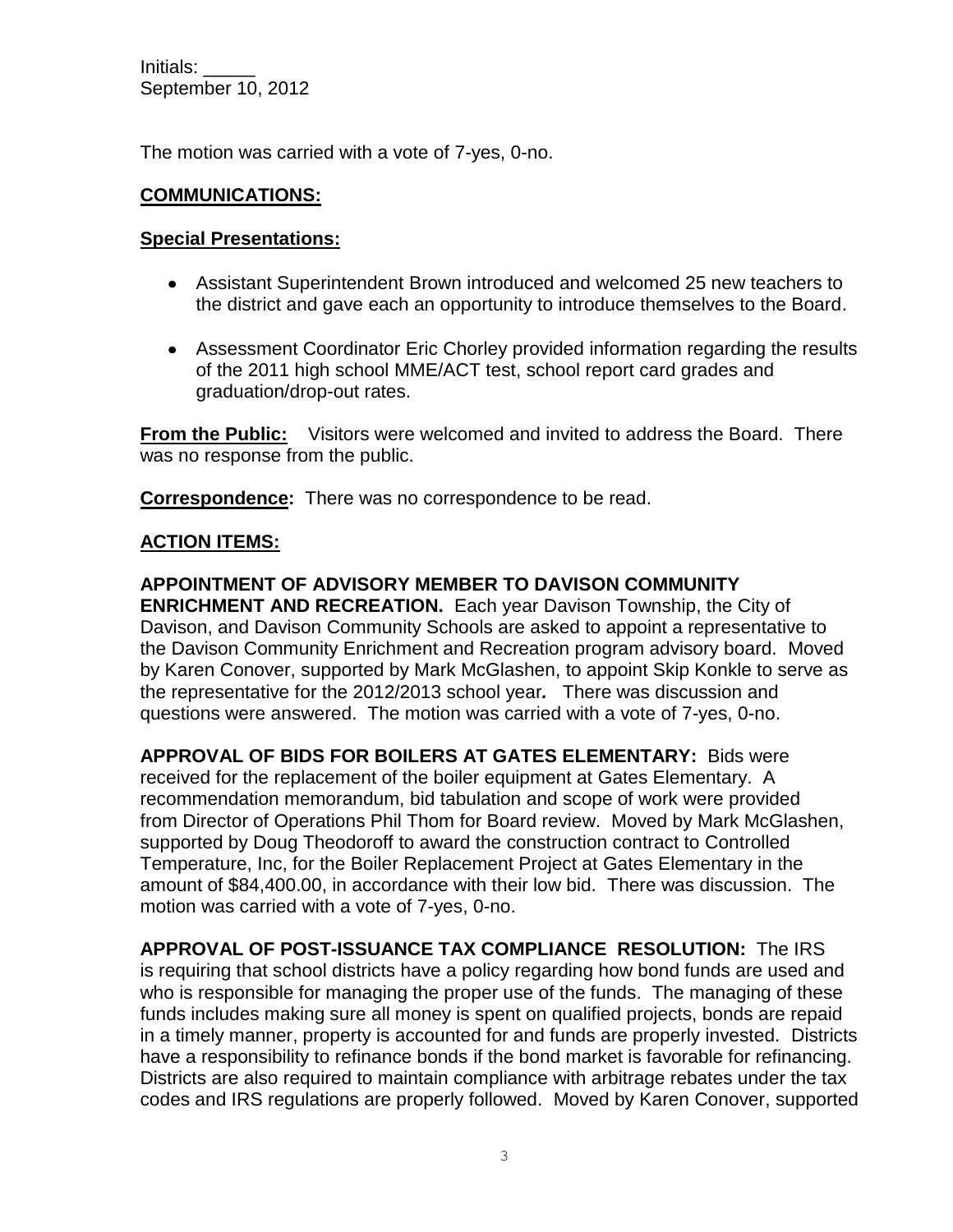Initials: _____
September 10, 2012

The motion was carried with a vote of 7-yes, 0-no.

## COMMUNICATIONS:

### Special Presentations:

- Assistant Superintendent Brown introduced and welcomed 25 new teachers to the district and gave each an opportunity to introduce themselves to the Board.
- Assessment Coordinator Eric Chorley provided information regarding the results of the 2011 high school MME/ACT test, school report card grades and graduation/drop-out rates.

**From the Public:** Visitors were welcomed and invited to address the Board. There was no response from the public.

**Correspondence:** There was no correspondence to be read.

## ACTION ITEMS:

**APPOINTMENT OF ADVISORY MEMBER TO DAVISON COMMUNITY ENRICHMENT AND RECREATION.** Each year Davison Township, the City of Davison, and Davison Community Schools are asked to appoint a representative to the Davison Community Enrichment and Recreation program advisory board. Moved by Karen Conover, supported by Mark McGlashen, to appoint Skip Konkle to serve as the representative for the 2012/2013 school year*.* There was discussion and questions were answered. The motion was carried with a vote of 7-yes, 0-no.

**APPROVAL OF BIDS FOR BOILERS AT GATES ELEMENTARY:** Bids were received for the replacement of the boiler equipment at Gates Elementary. A recommendation memorandum, bid tabulation and scope of work were provided from Director of Operations Phil Thom for Board review. Moved by Mark McGlashen, supported by Doug Theodoroff to award the construction contract to Controlled Temperature, Inc, for the Boiler Replacement Project at Gates Elementary in the amount of $84,400.00, in accordance with their low bid. There was discussion. The motion was carried with a vote of 7-yes, 0-no.

**APPROVAL OF POST-ISSUANCE TAX COMPLIANCE RESOLUTION:** The IRS is requiring that school districts have a policy regarding how bond funds are used and who is responsible for managing the proper use of the funds. The managing of these funds includes making sure all money is spent on qualified projects, bonds are repaid in a timely manner, property is accounted for and funds are properly invested. Districts have a responsibility to refinance bonds if the bond market is favorable for refinancing. Districts are also required to maintain compliance with arbitrage rebates under the tax codes and IRS regulations are properly followed. Moved by Karen Conover, supported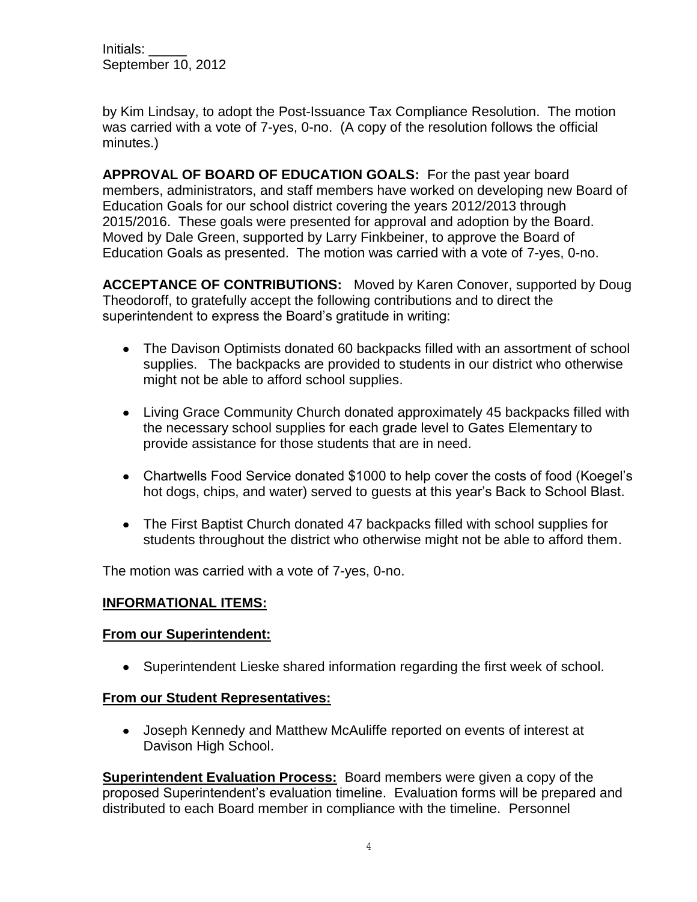by Kim Lindsay, to adopt the Post-Issuance Tax Compliance Resolution. The motion was carried with a vote of 7-yes, 0-no. (A copy of the resolution follows the official minutes.)

**APPROVAL OF BOARD OF EDUCATION GOALS:** For the past year board members, administrators, and staff members have worked on developing new Board of Education Goals for our school district covering the years 2012/2013 through 2015/2016. These goals were presented for approval and adoption by the Board. Moved by Dale Green, supported by Larry Finkbeiner, to approve the Board of Education Goals as presented. The motion was carried with a vote of 7-yes, 0-no.

**ACCEPTANCE OF CONTRIBUTIONS:** Moved by Karen Conover, supported by Doug Theodoroff, to gratefully accept the following contributions and to direct the superintendent to express the Board's gratitude in writing:

- The Davison Optimists donated 60 backpacks filled with an assortment of school supplies. The backpacks are provided to students in our district who otherwise might not be able to afford school supplies.
- Living Grace Community Church donated approximately 45 backpacks filled with the necessary school supplies for each grade level to Gates Elementary to provide assistance for those students that are in need.
- Chartwells Food Service donated $1000 to help cover the costs of food (Koegel's hot dogs, chips, and water) served to guests at this year's Back to School Blast.
- The First Baptist Church donated 47 backpacks filled with school supplies for students throughout the district who otherwise might not be able to afford them.

The motion was carried with a vote of 7-yes, 0-no.

## INFORMATIONAL ITEMS:

### From our Superintendent:

- Superintendent Lieske shared information regarding the first week of school.

### From our Student Representatives:

- Joseph Kennedy and Matthew McAuliffe reported on events of interest at Davison High School.

**Superintendent Evaluation Process:** Board members were given a copy of the proposed Superintendent's evaluation timeline. Evaluation forms will be prepared and distributed to each Board member in compliance with the timeline. Personnel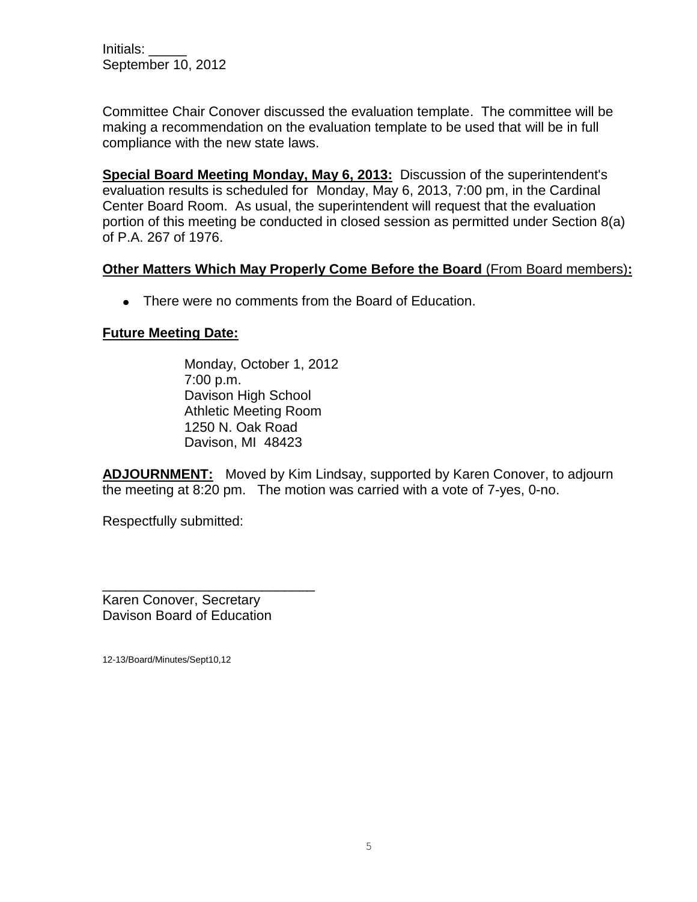Initials: _____
September 10, 2012

Committee Chair Conover discussed the evaluation template. The committee will be making a recommendation on the evaluation template to be used that will be in full compliance with the new state laws.

**Special Board Meeting Monday, May 6, 2013:** Discussion of the superintendent's evaluation results is scheduled for Monday, May 6, 2013, 7:00 pm, in the Cardinal Center Board Room. As usual, the superintendent will request that the evaluation portion of this meeting be conducted in closed session as permitted under Section 8(a) of P.A. 267 of 1976.

**Other Matters Which May Properly Come Before the Board** (From Board members)**:**

- There were no comments from the Board of Education.

**Future Meeting Date:**

Monday, October 1, 2012
7:00 p.m.
Davison High School
Athletic Meeting Room
1250 N. Oak Road
Davison, MI 48423

**ADJOURNMENT:** Moved by Kim Lindsay, supported by Karen Conover, to adjourn the meeting at 8:20 pm. The motion was carried with a vote of 7-yes, 0-no.

Respectfully submitted:

____________________________
Karen Conover, Secretary
Davison Board of Education

12-13/Board/Minutes/Sept10,12